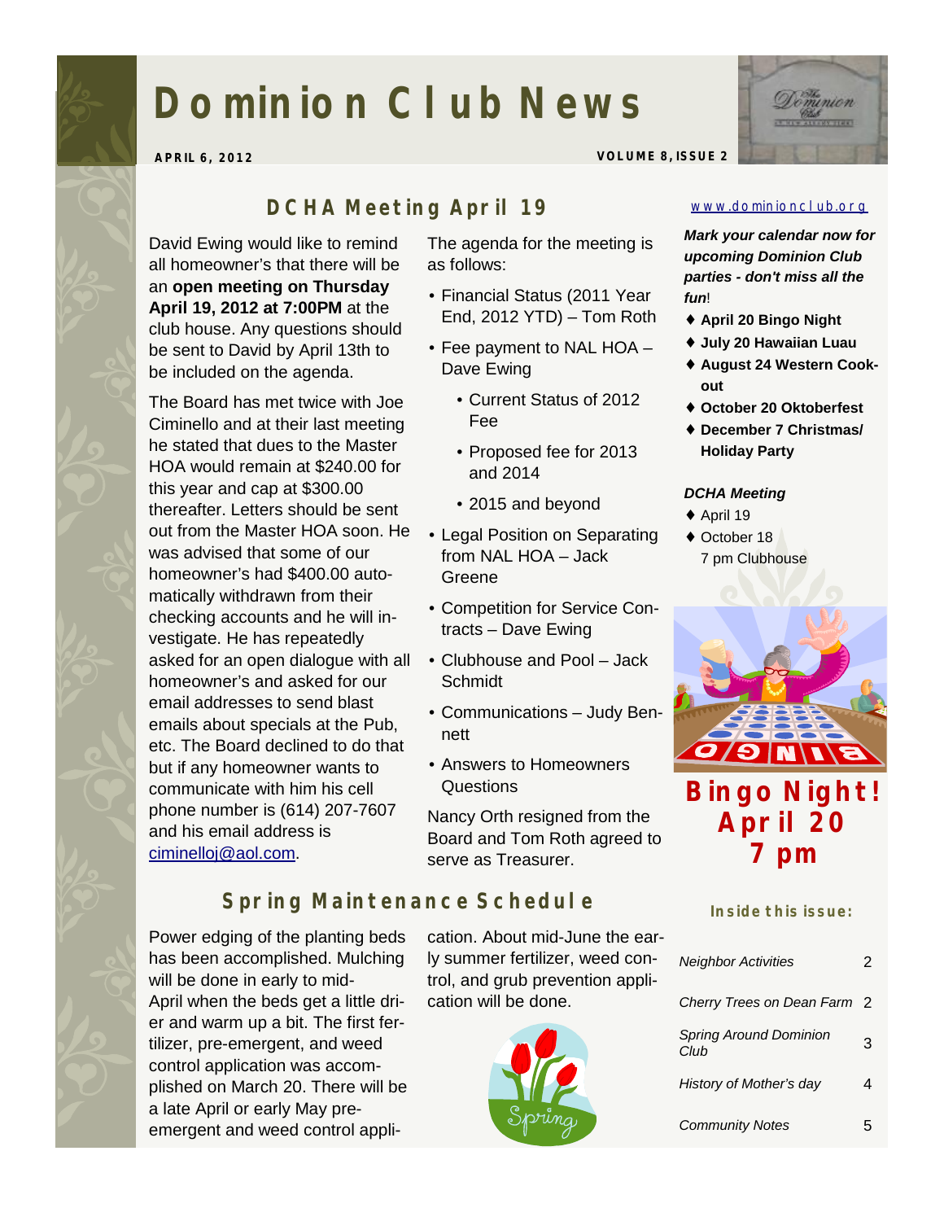# Dominion Club News

**APRIL 6, 2012** **VOLUME 8, ISSUE 2**

## DCHA Meeting April 19

David Ewing would like to remind all homeowner's that there will be an **open meeting on Thursday April 19, 2012 at 7:00PM** at the club house. Any questions should be sent to David by April 13th to be included on the agenda.

The Board has met twice with Joe Ciminello and at their last meeting he stated that dues to the Master HOA would remain at $240.00 for this year and cap at $300.00 thereafter. Letters should be sent out from the Master HOA soon. He was advised that some of our homeowner's had $400.00 automatically withdrawn from their checking accounts and he will investigate. He has repeatedly asked for an open dialogue with all homeowner's and asked for our email addresses to send blast emails about specials at the Pub, etc. The Board declined to do that but if any homeowner wants to communicate with him his cell phone number is (614) 207-7607 and his email address is ciminelloj@aol.com.

The agenda for the meeting is as follows:

- Financial Status (2011 Year End, 2012 YTD) – Tom Roth
- Fee payment to NAL HOA – Dave Ewing
  - Current Status of 2012 Fee
  - Proposed fee for 2013 and 2014
  - 2015 and beyond
- Legal Position on Separating from NAL HOA – Jack Greene
- Competition for Service Contracts – Dave Ewing
- Clubhouse and Pool – Jack Schmidt
- Communications – Judy Bennett
- Answers to Homeowners Questions

Nancy Orth resigned from the Board and Tom Roth agreed to serve as Treasurer.

## Spring Maintenance Schedule

Power edging of the planting beds has been accomplished. Mulching will be done in early to mid-April when the beds get a little drier and warm up a bit. The first fertilizer, pre-emergent, and weed control application was accomplished on March 20. There will be a late April or early May pre-emergent and weed control application. About mid-June the early summer fertilizer, weed control, and grub prevention application will be done.

www.dominionclub.org

***Mark your calendar now for upcoming Dominion Club parties - don't miss all the fun!***

- **April 20 Bingo Night**
- **July 20 Hawaiian Luau**
- **August 24 Western Cook-out**
- **October 20 Oktoberfest**
- **December 7 Christmas/ Holiday Party**

***DCHA Meeting***

- April 19
- October 18
  7 pm Clubhouse

**Bingo Night! April 20 7 pm**

**Inside this issue:**

| | |
|---|---|
| *Neighbor Activities* | 2 |
| *Cherry Trees on Dean Farm* | 2 |
| *Spring Around Dominion Club* | 3 |
| *History of Mother's day* | 4 |
| *Community Notes* | 5 |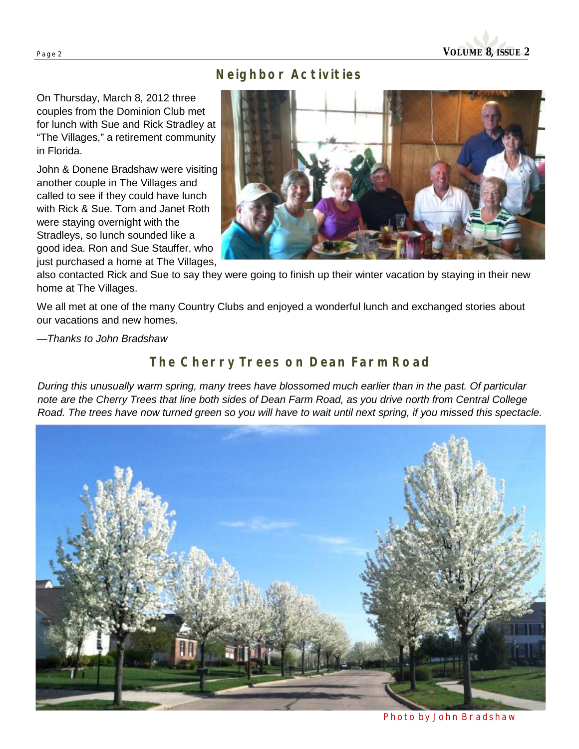## Neighbor Activities

On Thursday, March 8, 2012 three couples from the Dominion Club met for lunch with Sue and Rick Stradley at "The Villages," a retirement community in Florida.

John & Donene Bradshaw were visiting another couple in The Villages and called to see if they could have lunch with Rick & Sue. Tom and Janet Roth were staying overnight with the Stradleys, so lunch sounded like a good idea. Ron and Sue Stauffer, who just purchased a home at The Villages, also contacted Rick and Sue to say they were going to finish up their winter vacation by staying in their new home at The Villages.

We all met at one of the many Country Clubs and enjoyed a wonderful lunch and exchanged stories about our vacations and new homes.

—*Thanks to John Bradshaw*

## The Cherry Trees on Dean Farm Road

*During this unusually warm spring, many trees have blossomed much earlier than in the past. Of particular note are the Cherry Trees that line both sides of Dean Farm Road, as you drive north from Central College Road. The trees have now turned green so you will have to wait until next spring, if you missed this spectacle.*

Photo by John Bradshaw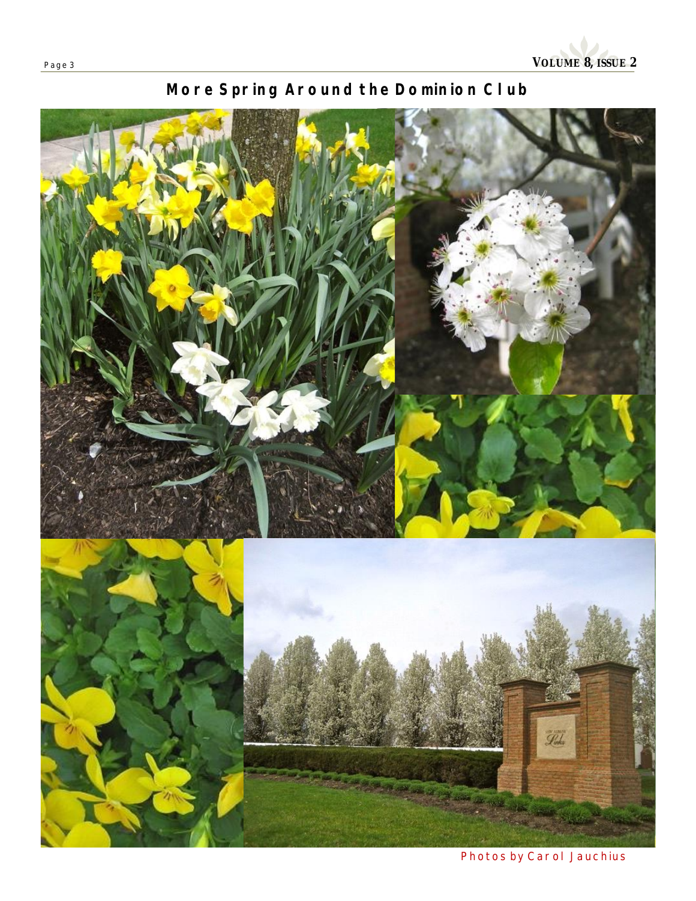## More Spring Around the Dominion Club

Photos by Carol Jauchius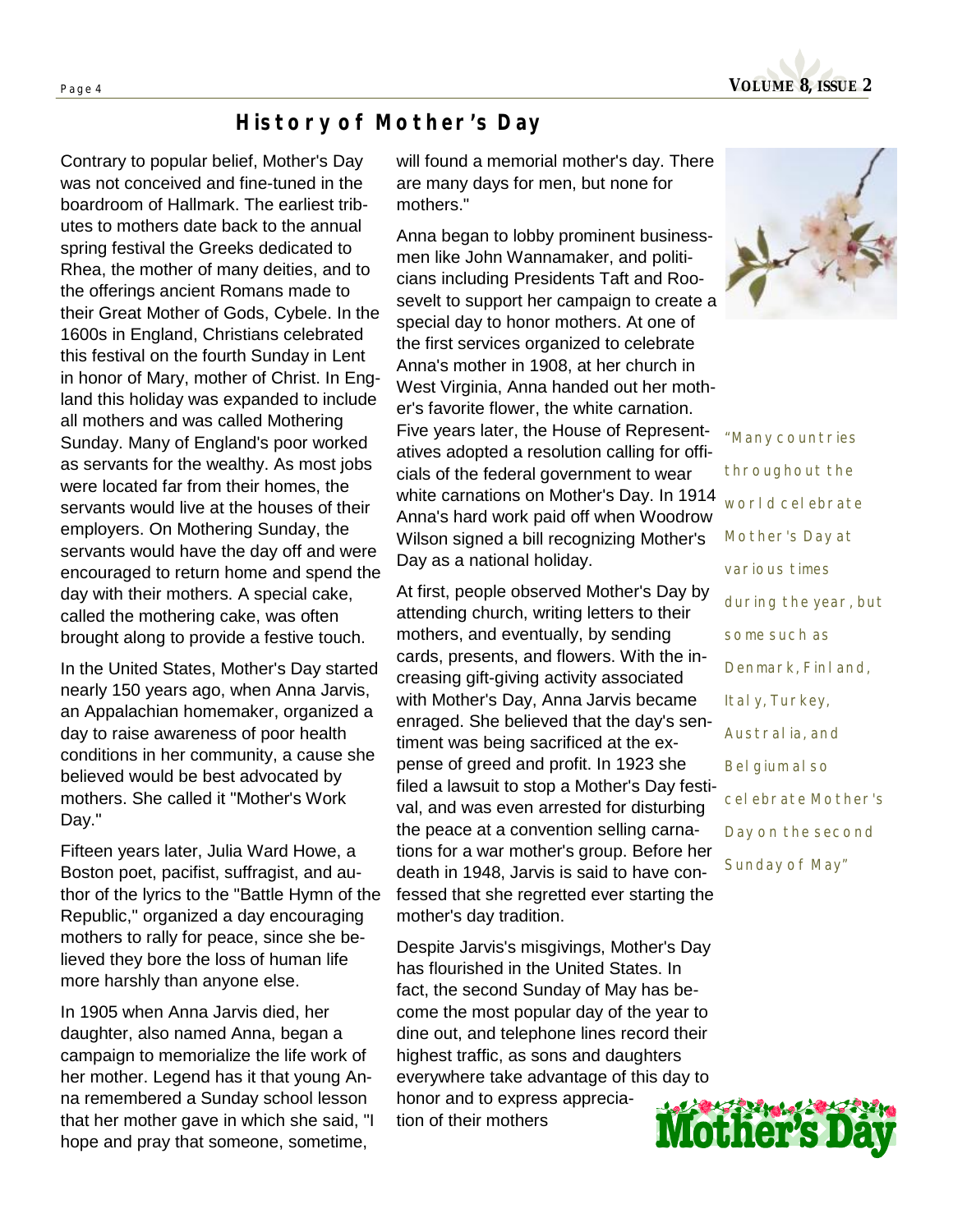## History of Mother's Day

Contrary to popular belief, Mother's Day was not conceived and fine-tuned in the boardroom of Hallmark. The earliest tributes to mothers date back to the annual spring festival the Greeks dedicated to Rhea, the mother of many deities, and to the offerings ancient Romans made to their Great Mother of Gods, Cybele. In the 1600s in England, Christians celebrated this festival on the fourth Sunday in Lent in honor of Mary, mother of Christ. In England this holiday was expanded to include all mothers and was called Mothering Sunday. Many of England's poor worked as servants for the wealthy. As most jobs were located far from their homes, the servants would live at the houses of their employers. On Mothering Sunday, the servants would have the day off and were encouraged to return home and spend the day with their mothers. A special cake, called the mothering cake, was often brought along to provide a festive touch.

In the United States, Mother's Day started nearly 150 years ago, when Anna Jarvis, an Appalachian homemaker, organized a day to raise awareness of poor health conditions in her community, a cause she believed would be best advocated by mothers. She called it "Mother's Work Day."

Fifteen years later, Julia Ward Howe, a Boston poet, pacifist, suffragist, and author of the lyrics to the "Battle Hymn of the Republic," organized a day encouraging mothers to rally for peace, since she believed they bore the loss of human life more harshly than anyone else.

In 1905 when Anna Jarvis died, her daughter, also named Anna, began a campaign to memorialize the life work of her mother. Legend has it that young Anna remembered a Sunday school lesson that her mother gave in which she said, "I hope and pray that someone, sometime, will found a memorial mother's day. There are many days for men, but none for mothers."

Anna began to lobby prominent businessmen like John Wannamaker, and politicians including Presidents Taft and Roosevelt to support her campaign to create a special day to honor mothers. At one of the first services organized to celebrate Anna's mother in 1908, at her church in West Virginia, Anna handed out her mother's favorite flower, the white carnation. Five years later, the House of Representatives adopted a resolution calling for officials of the federal government to wear white carnations on Mother's Day. In 1914 Anna's hard work paid off when Woodrow Wilson signed a bill recognizing Mother's Day as a national holiday.

At first, people observed Mother's Day by attending church, writing letters to their mothers, and eventually, by sending cards, presents, and flowers. With the increasing gift-giving activity associated with Mother's Day, Anna Jarvis became enraged. She believed that the day's sentiment was being sacrificed at the expense of greed and profit. In 1923 she filed a lawsuit to stop a Mother's Day festival, and was even arrested for disturbing the peace at a convention selling carnations for a war mother's group. Before her death in 1948, Jarvis is said to have confessed that she regretted ever starting the mother's day tradition.

Despite Jarvis's misgivings, Mother's Day has flourished in the United States. In fact, the second Sunday of May has become the most popular day of the year to dine out, and telephone lines record their highest traffic, as sons and daughters everywhere take advantage of this day to honor and to express appreciation of their mothers

> "Many countries throughout the world celebrate Mother's Day at various times during the year, but some such as Denmark, Finland, Italy, Turkey, Australia, and Belgium also celebrate Mother's Day on the second Sunday of May"

Mother's Day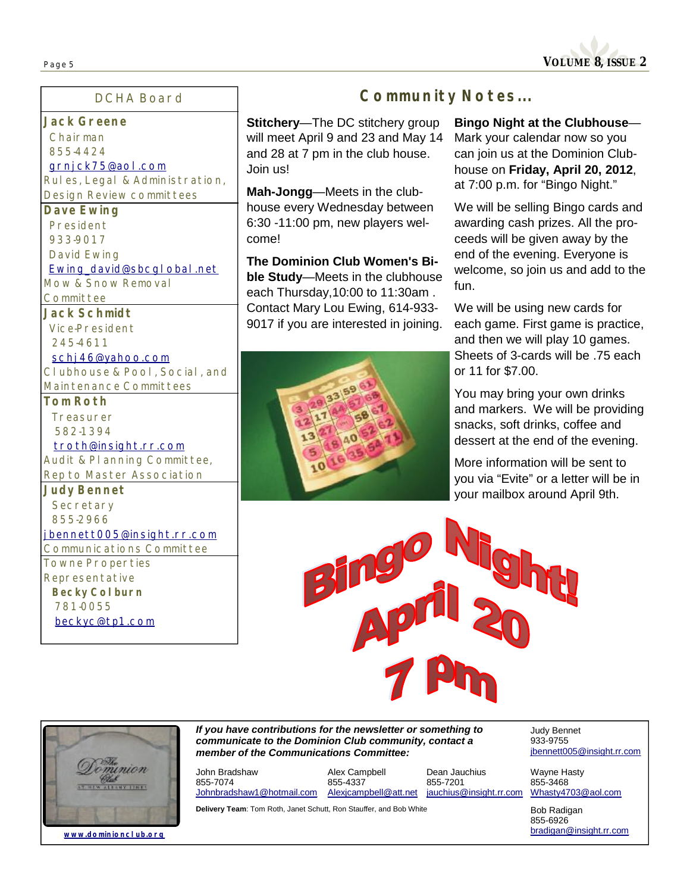## DCHA Board

**Jack Greene**
Chairman
855-4424
grnjck75@aol.com
Rules, Legal & Administration, Design Review committees

**Dave Ewing**
President
933-9017
David Ewing
Ewing_david@sbcglobal.net
Mow & Snow Removal Committee

**Jack Schmidt**
Vice-President
245-4611
schj46@yahoo.com
Clubhouse & Pool, Social, and Maintenance Committees

**Tom Roth**
Treasurer
582-1394
troth@insight.rr.com
Audit & Planning Committee, Rep to Master Association

**Judy Bennet**
Secretary
855-2966
jbennett005@insight.rr.com
Communications Committee

Towne Properties Representative
**Becky Colburn**
781-0055
beckyc@tp1.com

## Community Notes…

**Stitchery**—The DC stitchery group will meet April 9 and 23 and May 14 and 28 at 7 pm in the club house. Join us!

**Mah-Jongg**—Meets in the clubhouse every Wednesday between 6:30 -11:00 pm, new players welcome!

**The Dominion Club Women's Bible Study**—Meets in the clubhouse each Thursday,10:00 to 11:30am . Contact Mary Lou Ewing, 614-933-9017 if you are interested in joining.

**Bingo Night at the Clubhouse**—Mark your calendar now so you can join us at the Dominion Clubhouse on **Friday, April 20, 2012**, at 7:00 p.m. for "Bingo Night."

We will be selling Bingo cards and awarding cash prizes. All the proceeds will be given away by the end of the evening. Everyone is welcome, so join us and add to the fun.

We will be using new cards for each game. First game is practice, and then we will play 10 games. Sheets of 3-cards will be .75 each or 11 for $7.00.

You may bring your own drinks and markers. We will be providing snacks, soft drinks, coffee and dessert at the end of the evening.

More information will be sent to you via "Evite" or a letter will be in your mailbox around April 9th.

**Bingo Night!**
**April 20**
**7 Pm**

---

www.dominionclub.org

***If you have contributions for the newsletter or something to communicate to the Dominion Club community, contact a member of the Communications Committee:***

Judy Bennet
933-9755
jbennett005@insight.rr.com

John Bradshaw
855-7074
Johnbradshaw1@hotmail.com

Alex Campbell
855-4337
Alexjcampbell@att.net

Dean Jauchius
855-7201
jauchius@insight.rr.com

Wayne Hasty
855-3468
Whasty4703@aol.com

**Delivery Team**: Tom Roth, Janet Schutt, Ron Stauffer, and Bob White

Bob Radigan
855-6926
bradigan@insight.rr.com